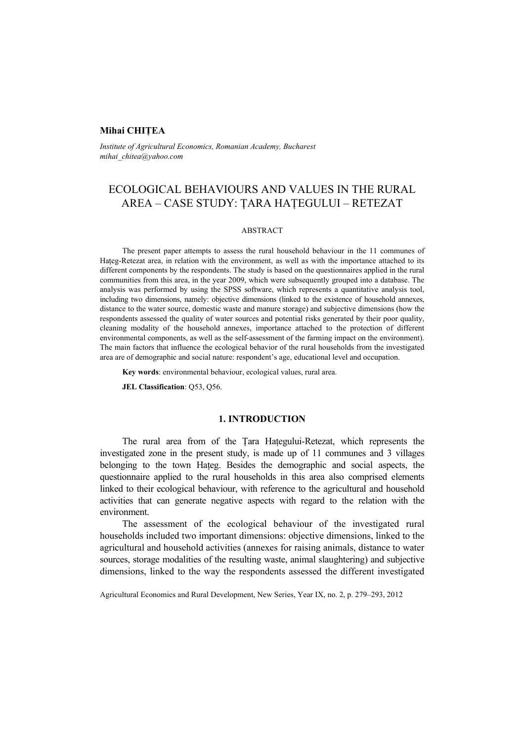**Mihai CHIȚEA**

*Institute of Agricultural Economics, Romanian Academy, Bucharest*
*mihai_chitea@yahoo.com*

# ECOLOGICAL BEHAVIOURS AND VALUES IN THE RURAL AREA – CASE STUDY: ȚARA HAȚEGULUI – RETEZAT

## ABSTRACT

The present paper attempts to assess the rural household behaviour in the 11 communes of Hațeg-Retezat area, in relation with the environment, as well as with the importance attached to its different components by the respondents. The study is based on the questionnaires applied in the rural communities from this area, in the year 2009, which were subsequently grouped into a database. The analysis was performed by using the SPSS software, which represents a quantitative analysis tool, including two dimensions, namely: objective dimensions (linked to the existence of household annexes, distance to the water source, domestic waste and manure storage) and subjective dimensions (how the respondents assessed the quality of water sources and potential risks generated by their poor quality, cleaning modality of the household annexes, importance attached to the protection of different environmental components, as well as the self-assessment of the farming impact on the environment). The main factors that influence the ecological behavior of the rural households from the investigated area are of demographic and social nature: respondent's age, educational level and occupation.

**Key words**: environmental behaviour, ecological values, rural area.

**JEL Classification**: Q53, Q56.

## 1. INTRODUCTION

The rural area from of the Țara Hațegului-Retezat, which represents the investigated zone in the present study, is made up of 11 communes and 3 villages belonging to the town Hațeg. Besides the demographic and social aspects, the questionnaire applied to the rural households in this area also comprised elements linked to their ecological behaviour, with reference to the agricultural and household activities that can generate negative aspects with regard to the relation with the environment.

The assessment of the ecological behaviour of the investigated rural households included two important dimensions: objective dimensions, linked to the agricultural and household activities (annexes for raising animals, distance to water sources, storage modalities of the resulting waste, animal slaughtering) and subjective dimensions, linked to the way the respondents assessed the different investigated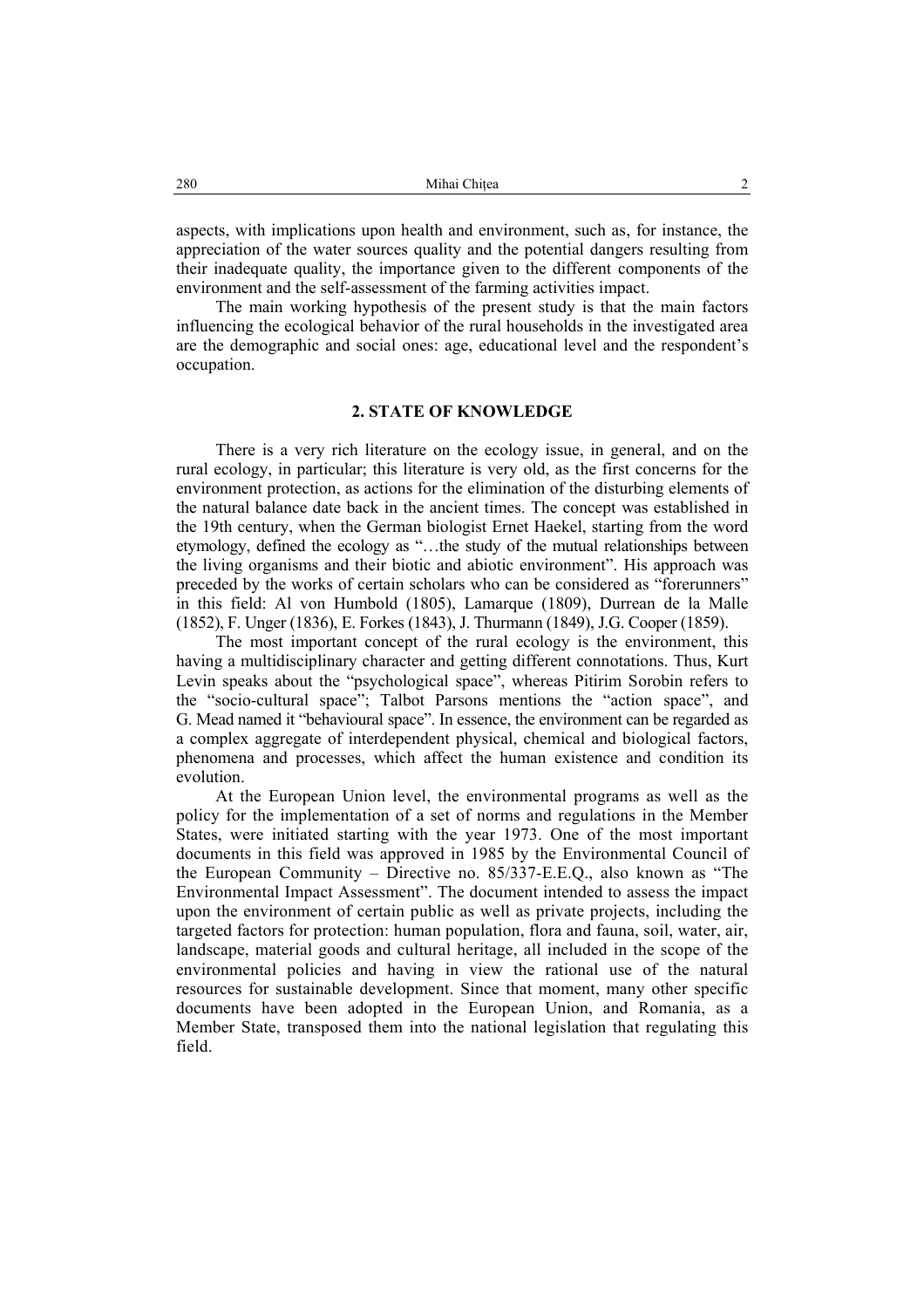aspects, with implications upon health and environment, such as, for instance, the appreciation of the water sources quality and the potential dangers resulting from their inadequate quality, the importance given to the different components of the environment and the self-assessment of the farming activities impact.

The main working hypothesis of the present study is that the main factors influencing the ecological behavior of the rural households in the investigated area are the demographic and social ones: age, educational level and the respondent's occupation.

## 2. STATE OF KNOWLEDGE

There is a very rich literature on the ecology issue, in general, and on the rural ecology, in particular; this literature is very old, as the first concerns for the environment protection, as actions for the elimination of the disturbing elements of the natural balance date back in the ancient times. The concept was established in the 19th century, when the German biologist Ernet Haekel, starting from the word etymology, defined the ecology as "…the study of the mutual relationships between the living organisms and their biotic and abiotic environment". His approach was preceded by the works of certain scholars who can be considered as "forerunners" in this field: Al von Humbold (1805), Lamarque (1809), Durrean de la Malle (1852), F. Unger (1836), E. Forkes (1843), J. Thurmann (1849), J.G. Cooper (1859).

The most important concept of the rural ecology is the environment, this having a multidisciplinary character and getting different connotations. Thus, Kurt Levin speaks about the "psychological space", whereas Pitirim Sorobin refers to the "socio-cultural space"; Talbot Parsons mentions the "action space", and G. Mead named it "behavioural space". In essence, the environment can be regarded as a complex aggregate of interdependent physical, chemical and biological factors, phenomena and processes, which affect the human existence and condition its evolution.

At the European Union level, the environmental programs as well as the policy for the implementation of a set of norms and regulations in the Member States, were initiated starting with the year 1973. One of the most important documents in this field was approved in 1985 by the Environmental Council of the European Community – Directive no. 85/337-E.E.Q., also known as "The Environmental Impact Assessment". The document intended to assess the impact upon the environment of certain public as well as private projects, including the targeted factors for protection: human population, flora and fauna, soil, water, air, landscape, material goods and cultural heritage, all included in the scope of the environmental policies and having in view the rational use of the natural resources for sustainable development. Since that moment, many other specific documents have been adopted in the European Union, and Romania, as a Member State, transposed them into the national legislation that regulating this field.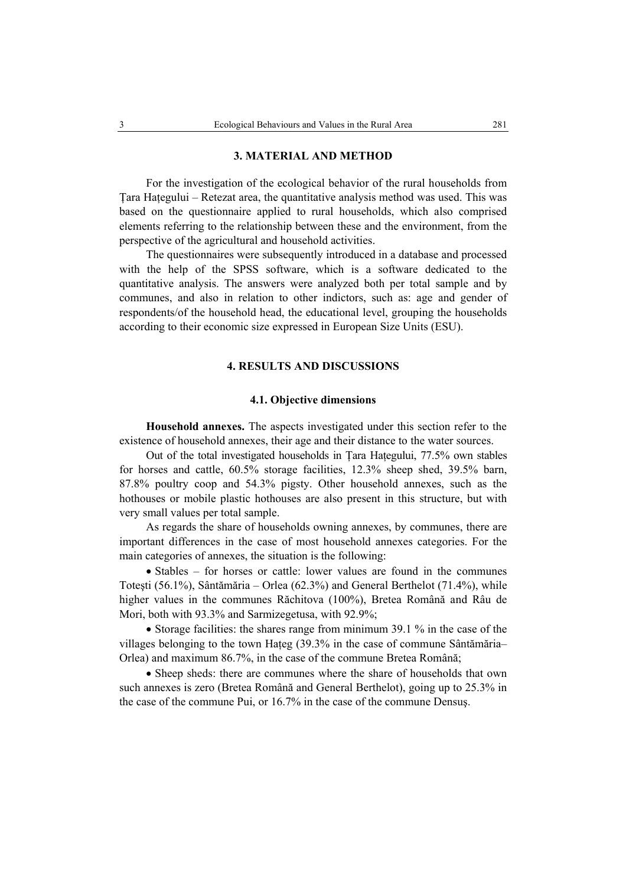## 3. MATERIAL AND METHOD

For the investigation of the ecological behavior of the rural households from Țara Hațegului – Retezat area, the quantitative analysis method was used. This was based on the questionnaire applied to rural households, which also comprised elements referring to the relationship between these and the environment, from the perspective of the agricultural and household activities.

The questionnaires were subsequently introduced in a database and processed with the help of the SPSS software, which is a software dedicated to the quantitative analysis. The answers were analyzed both per total sample and by communes, and also in relation to other indictors, such as: age and gender of respondents/of the household head, the educational level, grouping the households according to their economic size expressed in European Size Units (ESU).

## 4. RESULTS AND DISCUSSIONS

### 4.1. Objective dimensions

**Household annexes.** The aspects investigated under this section refer to the existence of household annexes, their age and their distance to the water sources.

Out of the total investigated households in Țara Hațegului, 77.5% own stables for horses and cattle, 60.5% storage facilities, 12.3% sheep shed, 39.5% barn, 87.8% poultry coop and 54.3% pigsty. Other household annexes, such as the hothouses or mobile plastic hothouses are also present in this structure, but with very small values per total sample.

As regards the share of households owning annexes, by communes, there are important differences in the case of most household annexes categories. For the main categories of annexes, the situation is the following:

- Stables – for horses or cattle: lower values are found in the communes Toteşti (56.1%), Sântămăria – Orlea (62.3%) and General Berthelot (71.4%), while higher values in the communes Răchitova (100%), Bretea Română and Râu de Mori, both with 93.3% and Sarmizegetusa, with 92.9%;
- Storage facilities: the shares range from minimum 39.1 % in the case of the villages belonging to the town Hațeg (39.3% in the case of commune Sântămăria–Orlea) and maximum 86.7%, in the case of the commune Bretea Română;
- Sheep sheds: there are communes where the share of households that own such annexes is zero (Bretea Română and General Berthelot), going up to 25.3% in the case of the commune Pui, or 16.7% in the case of the commune Densuş.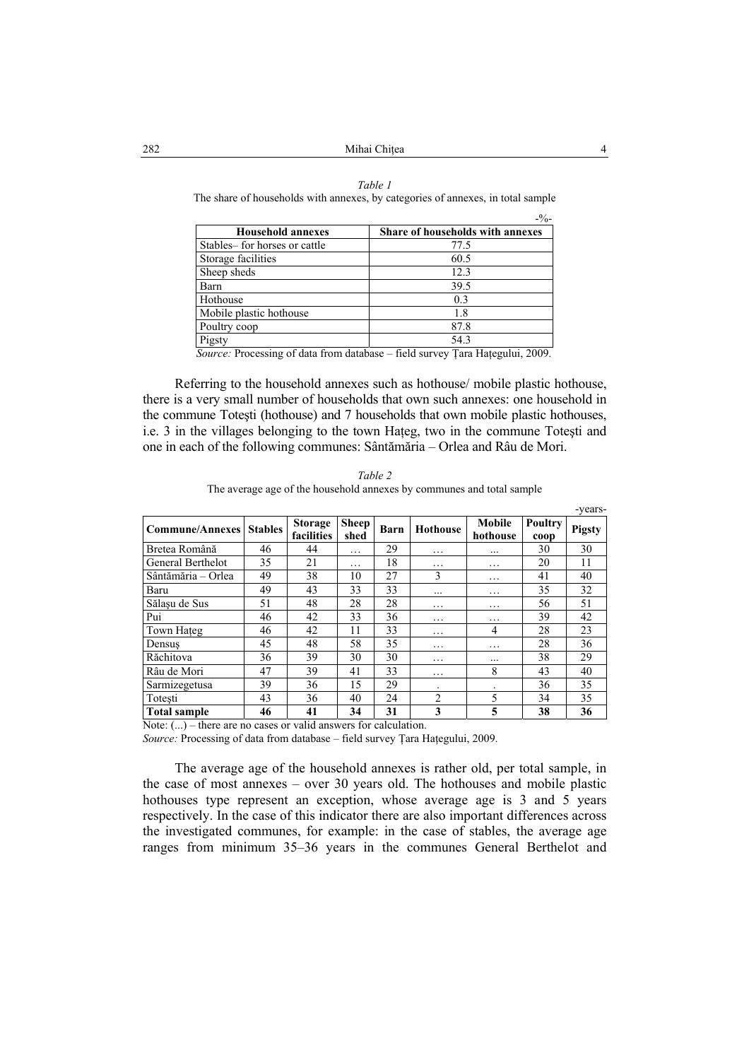*Table 1*

The share of households with annexes, by categories of annexes, in total sample

-%-

| Household annexes | Share of households with annexes |
|---|---|
| Stables– for horses or cattle | 77.5 |
| Storage facilities | 60.5 |
| Sheep sheds | 12.3 |
| Barn | 39.5 |
| Hothouse | 0.3 |
| Mobile plastic hothouse | 1.8 |
| Poultry coop | 87.8 |
| Pigsty | 54.3 |

*Source:* Processing of data from database – field survey Ţara Haţegului, 2009.

Referring to the household annexes such as hothouse/ mobile plastic hothouse, there is a very small number of households that own such annexes: one household in the commune Toteşti (hothouse) and 7 households that own mobile plastic hothouses, i.e. 3 in the villages belonging to the town Haţeg, two in the commune Toteşti and one in each of the following communes: Sântămăria – Orlea and Râu de Mori.

*Table 2*

The average age of the household annexes by communes and total sample

-years-

| Commune/Annexes | Stables | Storage facilities | Sheep shed | Barn | Hothouse | Mobile hothouse | Poultry coop | Pigsty |
|---|---|---|---|---|---|---|---|---|
| Bretea Română | 46 | 44 | … | 29 | … | ... | 30 | 30 |
| General Berthelot | 35 | 21 | … | 18 | … | … | 20 | 11 |
| Sântămăria – Orlea | 49 | 38 | 10 | 27 | 3 | … | 41 | 40 |
| Baru | 49 | 43 | 33 | 33 | ... | … | 35 | 32 |
| Sălaşu de Sus | 51 | 48 | 28 | 28 | … | … | 56 | 51 |
| Pui | 46 | 42 | 33 | 36 | … | … | 39 | 42 |
| Town Haţeg | 46 | 42 | 11 | 33 | … | 4 | 28 | 23 |
| Densuş | 45 | 48 | 58 | 35 | … | … | 28 | 36 |
| Răchitova | 36 | 39 | 30 | 30 | … | ... | 38 | 29 |
| Râu de Mori | 47 | 39 | 41 | 33 | … | 8 | 43 | 40 |
| Sarmizegetusa | 39 | 36 | 15 | 29 | . | . | 36 | 35 |
| Toteşti | 43 | 36 | 40 | 24 | 2 | 5 | 34 | 35 |
| **Total sample** | **46** | **41** | **34** | **31** | **3** | **5** | **38** | **36** |

Note: (...) – there are no cases or valid answers for calculation.

*Source:* Processing of data from database – field survey Ţara Haţegului, 2009.

The average age of the household annexes is rather old, per total sample, in the case of most annexes – over 30 years old. The hothouses and mobile plastic hothouses type represent an exception, whose average age is 3 and 5 years respectively. In the case of this indicator there are also important differences across the investigated communes, for example: in the case of stables, the average age ranges from minimum 35–36 years in the communes General Berthelot and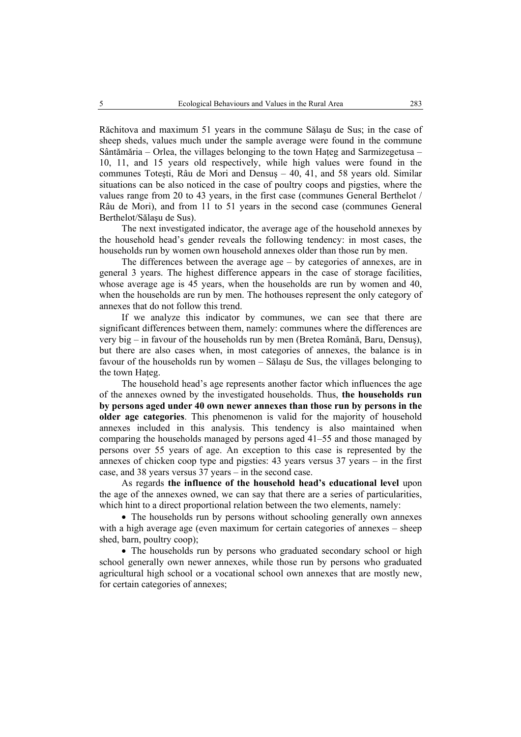Răchitova and maximum 51 years in the commune Sălaşu de Sus; in the case of sheep sheds, values much under the sample average were found in the commune Sântămăria – Orlea, the villages belonging to the town Haţeg and Sarmizegetusa – 10, 11, and 15 years old respectively, while high values were found in the communes Toteşti, Râu de Mori and Densuş – 40, 41, and 58 years old. Similar situations can be also noticed in the case of poultry coops and pigsties, where the values range from 20 to 43 years, in the first case (communes General Berthelot / Râu de Mori), and from 11 to 51 years in the second case (communes General Berthelot/Sălaşu de Sus).

The next investigated indicator, the average age of the household annexes by the household head's gender reveals the following tendency: in most cases, the households run by women own household annexes older than those run by men.

The differences between the average age – by categories of annexes, are in general 3 years. The highest difference appears in the case of storage facilities, whose average age is 45 years, when the households are run by women and 40, when the households are run by men. The hothouses represent the only category of annexes that do not follow this trend.

If we analyze this indicator by communes, we can see that there are significant differences between them, namely: communes where the differences are very big – in favour of the households run by men (Bretea Română, Baru, Densuş), but there are also cases when, in most categories of annexes, the balance is in favour of the households run by women – Sălaşu de Sus, the villages belonging to the town Haţeg.

The household head's age represents another factor which influences the age of the annexes owned by the investigated households. Thus, **the households run by persons aged under 40 own newer annexes than those run by persons in the older age categories**. This phenomenon is valid for the majority of household annexes included in this analysis. This tendency is also maintained when comparing the households managed by persons aged 41–55 and those managed by persons over 55 years of age. An exception to this case is represented by the annexes of chicken coop type and pigsties: 43 years versus 37 years – in the first case, and 38 years versus 37 years – in the second case.

As regards **the influence of the household head's educational level** upon the age of the annexes owned, we can say that there are a series of particularities, which hint to a direct proportional relation between the two elements, namely:

- The households run by persons without schooling generally own annexes with a high average age (even maximum for certain categories of annexes – sheep shed, barn, poultry coop);
- The households run by persons who graduated secondary school or high school generally own newer annexes, while those run by persons who graduated agricultural high school or a vocational school own annexes that are mostly new, for certain categories of annexes;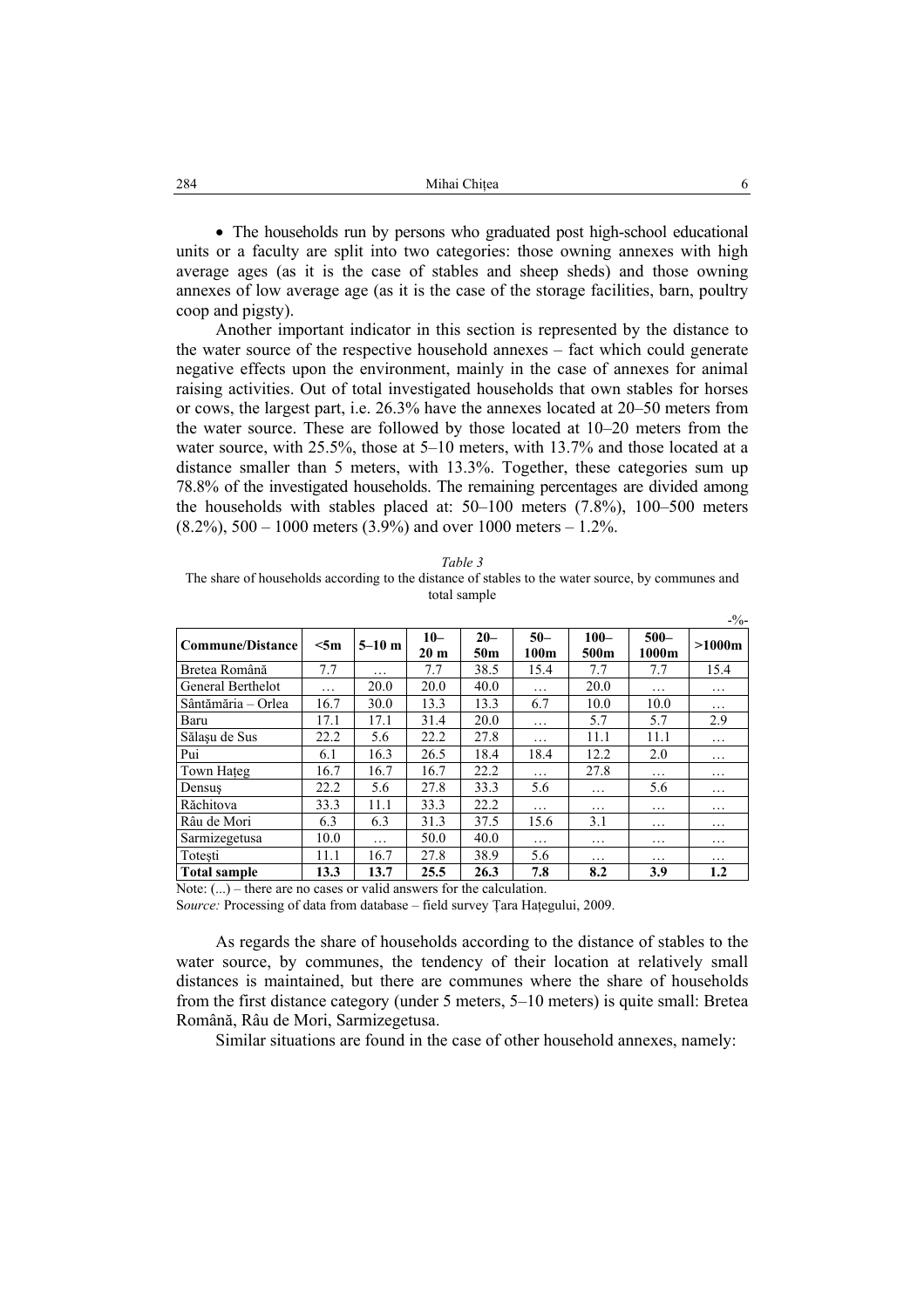- The households run by persons who graduated post high-school educational units or a faculty are split into two categories: those owning annexes with high average ages (as it is the case of stables and sheep sheds) and those owning annexes of low average age (as it is the case of the storage facilities, barn, poultry coop and pigsty).

Another important indicator in this section is represented by the distance to the water source of the respective household annexes – fact which could generate negative effects upon the environment, mainly in the case of annexes for animal raising activities. Out of total investigated households that own stables for horses or cows, the largest part, i.e. 26.3% have the annexes located at 20–50 meters from the water source. These are followed by those located at 10–20 meters from the water source, with 25.5%, those at 5–10 meters, with 13.7% and those located at a distance smaller than 5 meters, with 13.3%. Together, these categories sum up 78.8% of the investigated households. The remaining percentages are divided among the households with stables placed at: 50–100 meters (7.8%), 100–500 meters (8.2%), 500 – 1000 meters (3.9%) and over 1000 meters – 1.2%.

*Table 3*

The share of households according to the distance of stables to the water source, by communes and total sample

-%-

| Commune/Distance | <5m | 5–10 m | 10–20 m | 20–50m | 50–100m | 100–500m | 500–1000m | >1000m |
|---|---|---|---|---|---|---|---|---|
| Bretea Română | 7.7 | … | 7.7 | 38.5 | 15.4 | 7.7 | 7.7 | 15.4 |
| General Berthelot | … | 20.0 | 20.0 | 40.0 | … | 20.0 | … | … |
| Sântămăria – Orlea | 16.7 | 30.0 | 13.3 | 13.3 | 6.7 | 10.0 | 10.0 | … |
| Baru | 17.1 | 17.1 | 31.4 | 20.0 | … | 5.7 | 5.7 | 2.9 |
| Sălașu de Sus | 22.2 | 5.6 | 22.2 | 27.8 | … | 11.1 | 11.1 | … |
| Pui | 6.1 | 16.3 | 26.5 | 18.4 | 18.4 | 12.2 | 2.0 | … |
| Town Hațeg | 16.7 | 16.7 | 16.7 | 22.2 | … | 27.8 | … | … |
| Densuș | 22.2 | 5.6 | 27.8 | 33.3 | 5.6 | … | 5.6 | … |
| Răchitova | 33.3 | 11.1 | 33.3 | 22.2 | … | … | … | … |
| Râu de Mori | 6.3 | 6.3 | 31.3 | 37.5 | 15.6 | 3.1 | … | … |
| Sarmizegetusa | 10.0 | … | 50.0 | 40.0 | … | … | … | … |
| Totești | 11.1 | 16.7 | 27.8 | 38.9 | 5.6 | … | … | … |
| **Total sample** | **13.3** | **13.7** | **25.5** | **26.3** | **7.8** | **8.2** | **3.9** | **1.2** |

Note: (...) – there are no cases or valid answers for the calculation.

S*ource:* Processing of data from database – field survey Țara Hațegului, 2009.

As regards the share of households according to the distance of stables to the water source, by communes, the tendency of their location at relatively small distances is maintained, but there are communes where the share of households from the first distance category (under 5 meters, 5–10 meters) is quite small: Bretea Română, Râu de Mori, Sarmizegetusa.

Similar situations are found in the case of other household annexes, namely: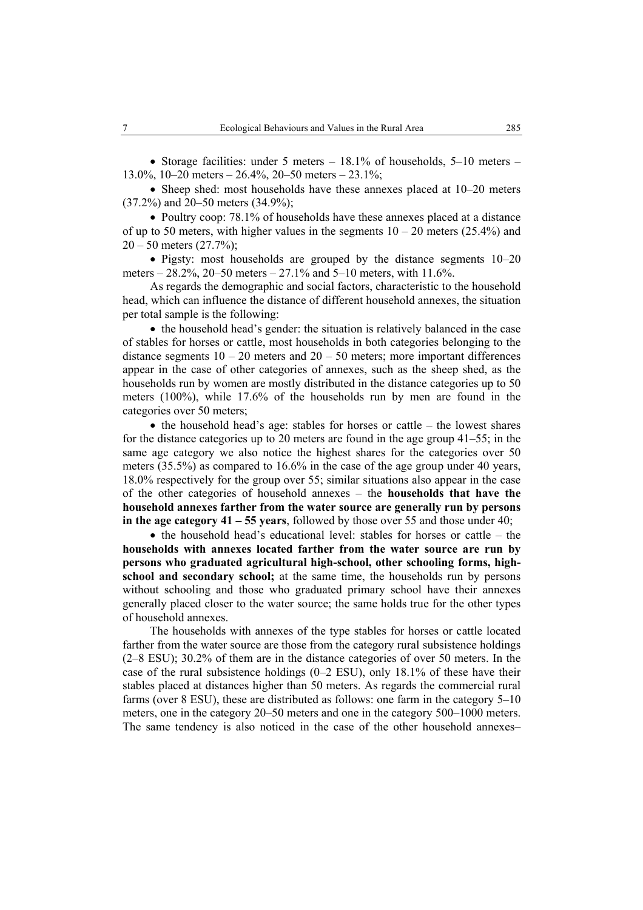- Storage facilities: under 5 meters – 18.1% of households, 5–10 meters – 13.0%, 10–20 meters – 26.4%, 20–50 meters – 23.1%;
- Sheep shed: most households have these annexes placed at 10–20 meters (37.2%) and 20–50 meters (34.9%);
- Poultry coop: 78.1% of households have these annexes placed at a distance of up to 50 meters, with higher values in the segments 10 – 20 meters (25.4%) and 20 – 50 meters (27.7%);
- Pigsty: most households are grouped by the distance segments 10–20 meters – 28.2%, 20–50 meters – 27.1% and 5–10 meters, with 11.6%.

As regards the demographic and social factors, characteristic to the household head, which can influence the distance of different household annexes, the situation per total sample is the following:

- the household head's gender: the situation is relatively balanced in the case of stables for horses or cattle, most households in both categories belonging to the distance segments 10 – 20 meters and 20 – 50 meters; more important differences appear in the case of other categories of annexes, such as the sheep shed, as the households run by women are mostly distributed in the distance categories up to 50 meters (100%), while 17.6% of the households run by men are found in the categories over 50 meters;
- the household head's age: stables for horses or cattle – the lowest shares for the distance categories up to 20 meters are found in the age group 41–55; in the same age category we also notice the highest shares for the categories over 50 meters (35.5%) as compared to 16.6% in the case of the age group under 40 years, 18.0% respectively for the group over 55; similar situations also appear in the case of the other categories of household annexes – the **households that have the household annexes farther from the water source are generally run by persons in the age category 41 – 55 years**, followed by those over 55 and those under 40;
- the household head's educational level: stables for horses or cattle – the **households with annexes located farther from the water source are run by persons who graduated agricultural high-school, other schooling forms, high-school and secondary school;** at the same time, the households run by persons without schooling and those who graduated primary school have their annexes generally placed closer to the water source; the same holds true for the other types of household annexes.

The households with annexes of the type stables for horses or cattle located farther from the water source are those from the category rural subsistence holdings (2–8 ESU); 30.2% of them are in the distance categories of over 50 meters. In the case of the rural subsistence holdings (0–2 ESU), only 18.1% of these have their stables placed at distances higher than 50 meters. As regards the commercial rural farms (over 8 ESU), these are distributed as follows: one farm in the category 5–10 meters, one in the category 20–50 meters and one in the category 500–1000 meters. The same tendency is also noticed in the case of the other household annexes–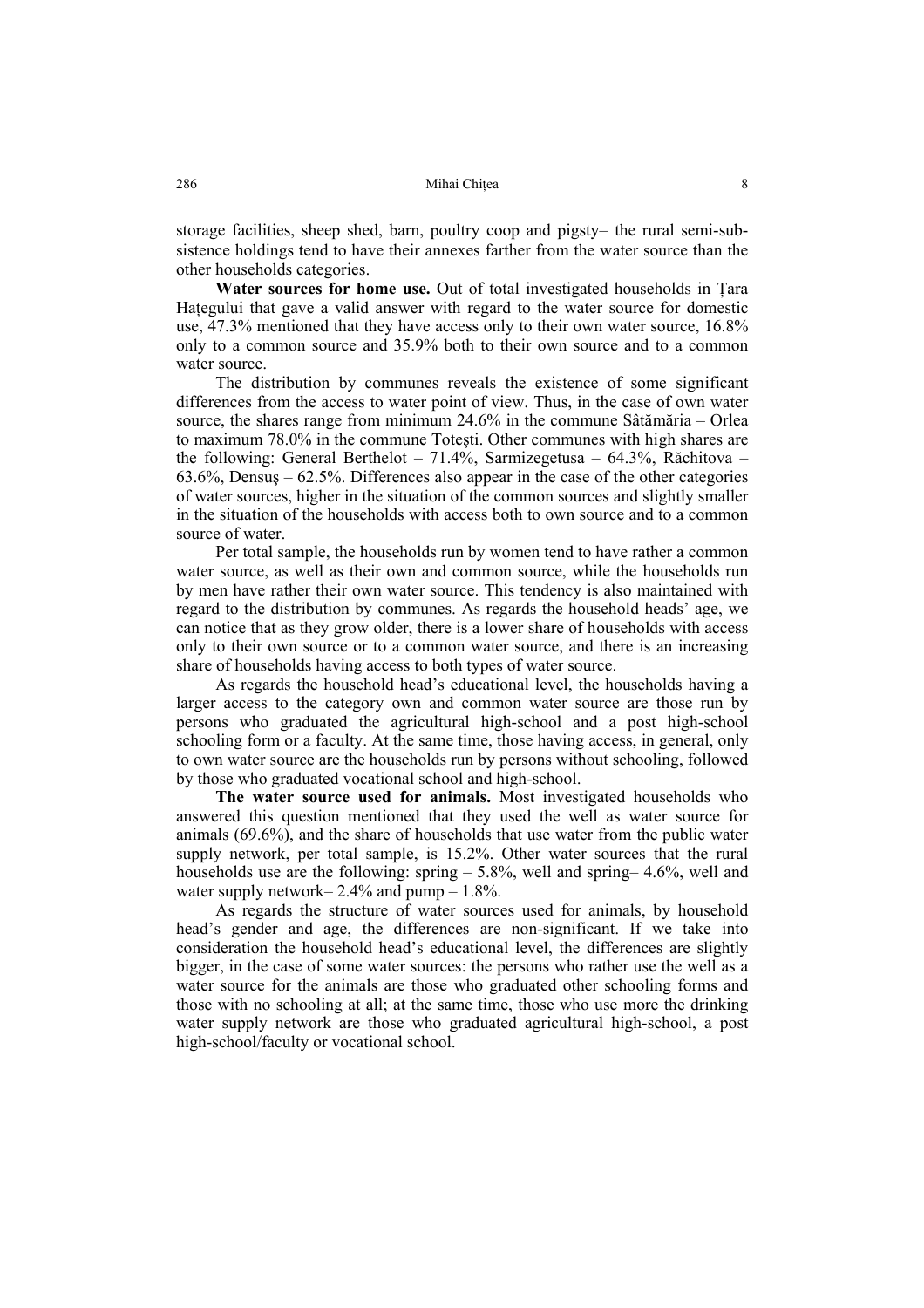storage facilities, sheep shed, barn, poultry coop and pigsty– the rural semi-subsistence holdings tend to have their annexes farther from the water source than the other households categories.

**Water sources for home use.** Out of total investigated households in Ţara Haţegului that gave a valid answer with regard to the water source for domestic use, 47.3% mentioned that they have access only to their own water source, 16.8% only to a common source and 35.9% both to their own source and to a common water source.

The distribution by communes reveals the existence of some significant differences from the access to water point of view. Thus, in the case of own water source, the shares range from minimum 24.6% in the commune Sâtămăria – Orlea to maximum 78.0% in the commune Toteşti. Other communes with high shares are the following: General Berthelot – 71.4%, Sarmizegetusa – 64.3%, Răchitova – 63.6%, Densuş – 62.5%. Differences also appear in the case of the other categories of water sources, higher in the situation of the common sources and slightly smaller in the situation of the households with access both to own source and to a common source of water.

Per total sample, the households run by women tend to have rather a common water source, as well as their own and common source, while the households run by men have rather their own water source. This tendency is also maintained with regard to the distribution by communes. As regards the household heads' age, we can notice that as they grow older, there is a lower share of households with access only to their own source or to a common water source, and there is an increasing share of households having access to both types of water source.

As regards the household head's educational level, the households having a larger access to the category own and common water source are those run by persons who graduated the agricultural high-school and a post high-school schooling form or a faculty. At the same time, those having access, in general, only to own water source are the households run by persons without schooling, followed by those who graduated vocational school and high-school.

**The water source used for animals.** Most investigated households who answered this question mentioned that they used the well as water source for animals (69.6%), and the share of households that use water from the public water supply network, per total sample, is 15.2%. Other water sources that the rural households use are the following: spring – 5.8%, well and spring– 4.6%, well and water supply network– 2.4% and pump – 1.8%.

As regards the structure of water sources used for animals, by household head's gender and age, the differences are non-significant. If we take into consideration the household head's educational level, the differences are slightly bigger, in the case of some water sources: the persons who rather use the well as a water source for the animals are those who graduated other schooling forms and those with no schooling at all; at the same time, those who use more the drinking water supply network are those who graduated agricultural high-school, a post high-school/faculty or vocational school.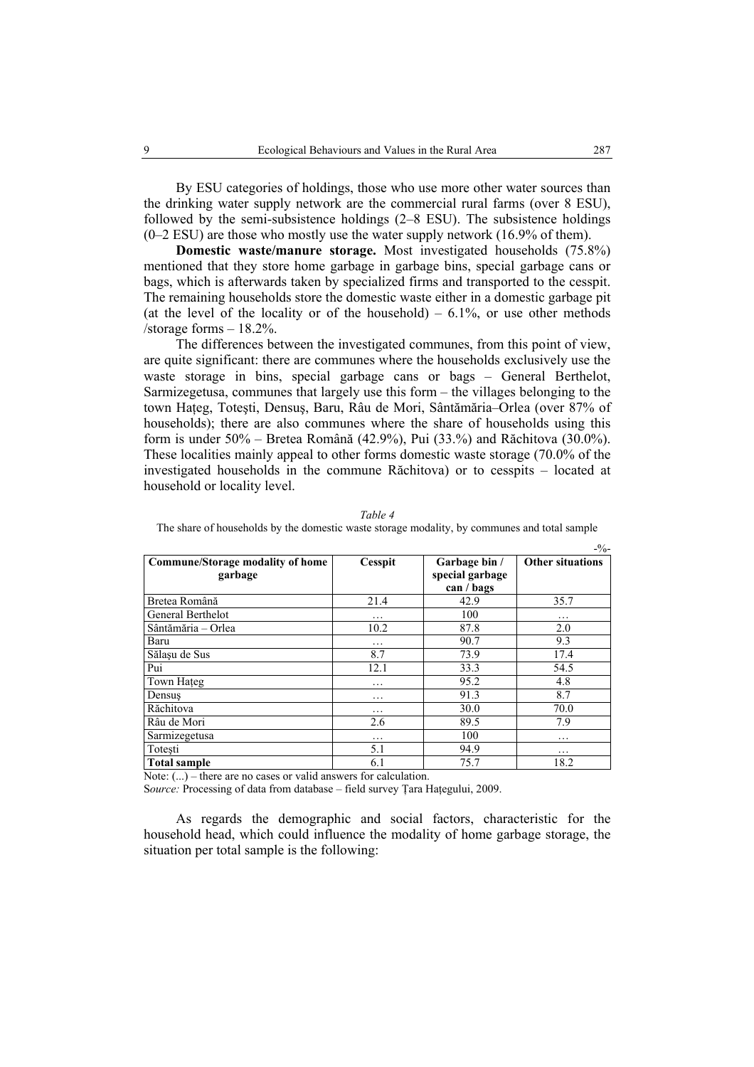By ESU categories of holdings, those who use more other water sources than the drinking water supply network are the commercial rural farms (over 8 ESU), followed by the semi-subsistence holdings (2–8 ESU). The subsistence holdings (0–2 ESU) are those who mostly use the water supply network (16.9% of them).

**Domestic waste/manure storage.** Most investigated households (75.8%) mentioned that they store home garbage in garbage bins, special garbage cans or bags, which is afterwards taken by specialized firms and transported to the cesspit. The remaining households store the domestic waste either in a domestic garbage pit (at the level of the locality or of the household) – 6.1%, or use other methods /storage forms – 18.2%.

The differences between the investigated communes, from this point of view, are quite significant: there are communes where the households exclusively use the waste storage in bins, special garbage cans or bags – General Berthelot, Sarmizegetusa, communes that largely use this form – the villages belonging to the town Haţeg, Toteşti, Densuş, Baru, Râu de Mori, Sântămăria–Orlea (over 87% of households); there are also communes where the share of households using this form is under 50% – Bretea Română (42.9%), Pui (33.%) and Răchitova (30.0%). These localities mainly appeal to other forms domestic waste storage (70.0% of the investigated households in the commune Răchitova) or to cesspits – located at household or locality level.

*Table 4*

The share of households by the domestic waste storage modality, by communes and total sample

-%-

| Commune/Storage modality of home garbage | Cesspit | Garbage bin / special garbage can / bags | Other situations |
|---|---|---|---|
| Bretea Română | 21.4 | 42.9 | 35.7 |
| General Berthelot | … | 100 | … |
| Sântămăria – Orlea | 10.2 | 87.8 | 2.0 |
| Baru | … | 90.7 | 9.3 |
| Sălaşu de Sus | 8.7 | 73.9 | 17.4 |
| Pui | 12.1 | 33.3 | 54.5 |
| Town Haţeg | … | 95.2 | 4.8 |
| Densuş | … | 91.3 | 8.7 |
| Răchitova | … | 30.0 | 70.0 |
| Râu de Mori | 2.6 | 89.5 | 7.9 |
| Sarmizegetusa | … | 100 | … |
| Toteşti | 5.1 | 94.9 | … |
| **Total sample** | 6.1 | 75.7 | 18.2 |

Note: (...) – there are no cases or valid answers for calculation.

S*ource:* Processing of data from database – field survey Ţara Haţegului, 2009.

As regards the demographic and social factors, characteristic for the household head, which could influence the modality of home garbage storage, the situation per total sample is the following: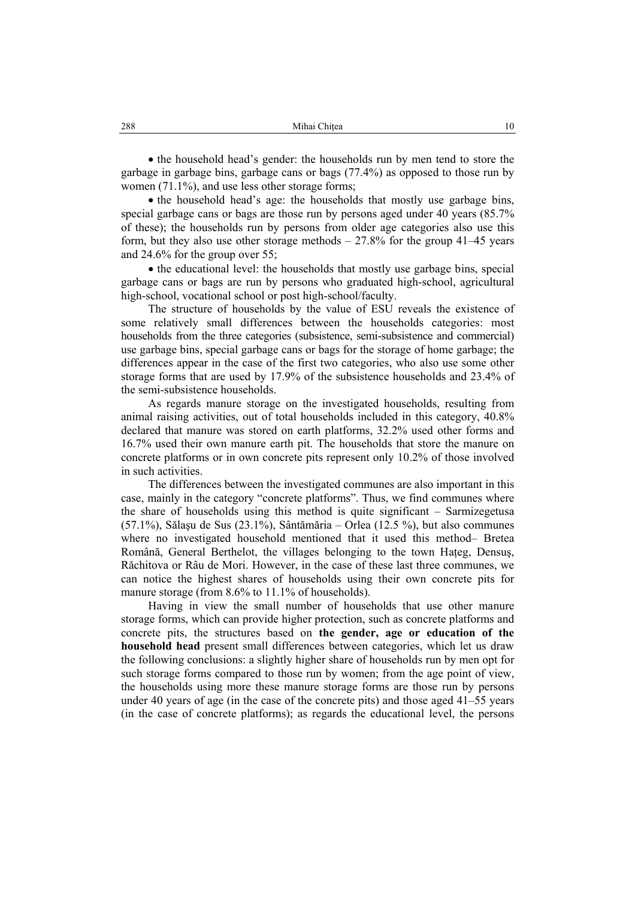- the household head's gender: the households run by men tend to store the garbage in garbage bins, garbage cans or bags (77.4%) as opposed to those run by women (71.1%), and use less other storage forms;
- the household head's age: the households that mostly use garbage bins, special garbage cans or bags are those run by persons aged under 40 years (85.7% of these); the households run by persons from older age categories also use this form, but they also use other storage methods – 27.8% for the group 41–45 years and 24.6% for the group over 55;
- the educational level: the households that mostly use garbage bins, special garbage cans or bags are run by persons who graduated high-school, agricultural high-school, vocational school or post high-school/faculty.

The structure of households by the value of ESU reveals the existence of some relatively small differences between the households categories: most households from the three categories (subsistence, semi-subsistence and commercial) use garbage bins, special garbage cans or bags for the storage of home garbage; the differences appear in the case of the first two categories, who also use some other storage forms that are used by 17.9% of the subsistence households and 23.4% of the semi-subsistence households.

As regards manure storage on the investigated households, resulting from animal raising activities, out of total households included in this category, 40.8% declared that manure was stored on earth platforms, 32.2% used other forms and 16.7% used their own manure earth pit. The households that store the manure on concrete platforms or in own concrete pits represent only 10.2% of those involved in such activities.

The differences between the investigated communes are also important in this case, mainly in the category "concrete platforms". Thus, we find communes where the share of households using this method is quite significant – Sarmizegetusa (57.1%), Sălaşu de Sus (23.1%), Sântămăria – Orlea (12.5 %), but also communes where no investigated household mentioned that it used this method– Bretea Română, General Berthelot, the villages belonging to the town Haţeg, Densuş, Răchitova or Râu de Mori. However, in the case of these last three communes, we can notice the highest shares of households using their own concrete pits for manure storage (from 8.6% to 11.1% of households).

Having in view the small number of households that use other manure storage forms, which can provide higher protection, such as concrete platforms and concrete pits, the structures based on **the gender, age or education of the household head** present small differences between categories, which let us draw the following conclusions: a slightly higher share of households run by men opt for such storage forms compared to those run by women; from the age point of view, the households using more these manure storage forms are those run by persons under 40 years of age (in the case of the concrete pits) and those aged 41–55 years (in the case of concrete platforms); as regards the educational level, the persons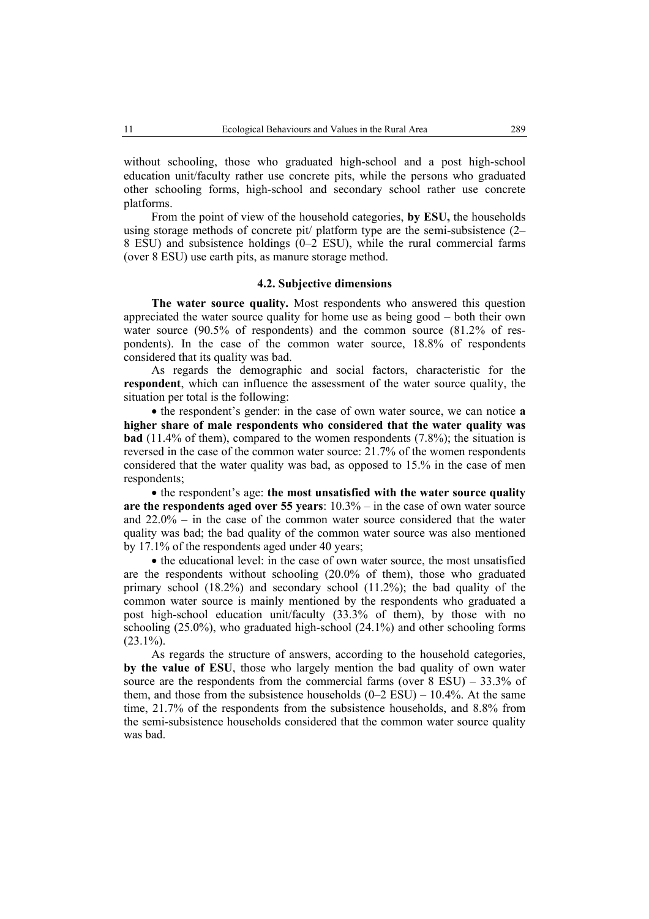without schooling, those who graduated high-school and a post high-school education unit/faculty rather use concrete pits, while the persons who graduated other schooling forms, high-school and secondary school rather use concrete platforms.

From the point of view of the household categories, **by ESU,** the households using storage methods of concrete pit/ platform type are the semi-subsistence (2–8 ESU) and subsistence holdings (0–2 ESU), while the rural commercial farms (over 8 ESU) use earth pits, as manure storage method.

### 4.2. Subjective dimensions

**The water source quality.** Most respondents who answered this question appreciated the water source quality for home use as being good – both their own water source (90.5% of respondents) and the common source (81.2% of respondents). In the case of the common water source, 18.8% of respondents considered that its quality was bad.

As regards the demographic and social factors, characteristic for the **respondent**, which can influence the assessment of the water source quality, the situation per total is the following:

- the respondent's gender: in the case of own water source, we can notice **a higher share of male respondents who considered that the water quality was bad** (11.4% of them), compared to the women respondents (7.8%); the situation is reversed in the case of the common water source: 21.7% of the women respondents considered that the water quality was bad, as opposed to 15.% in the case of men respondents;
- the respondent's age: **the most unsatisfied with the water source quality are the respondents aged over 55 years**: 10.3% – in the case of own water source and 22.0% – in the case of the common water source considered that the water quality was bad; the bad quality of the common water source was also mentioned by 17.1% of the respondents aged under 40 years;
- the educational level: in the case of own water source, the most unsatisfied are the respondents without schooling (20.0% of them), those who graduated primary school (18.2%) and secondary school (11.2%); the bad quality of the common water source is mainly mentioned by the respondents who graduated a post high-school education unit/faculty (33.3% of them), by those with no schooling (25.0%), who graduated high-school (24.1%) and other schooling forms (23.1%).

As regards the structure of answers, according to the household categories, **by the value of ESU**, those who largely mention the bad quality of own water source are the respondents from the commercial farms (over 8 ESU) – 33.3% of them, and those from the subsistence households (0–2 ESU) – 10.4%. At the same time, 21.7% of the respondents from the subsistence households, and 8.8% from the semi-subsistence households considered that the common water source quality was bad.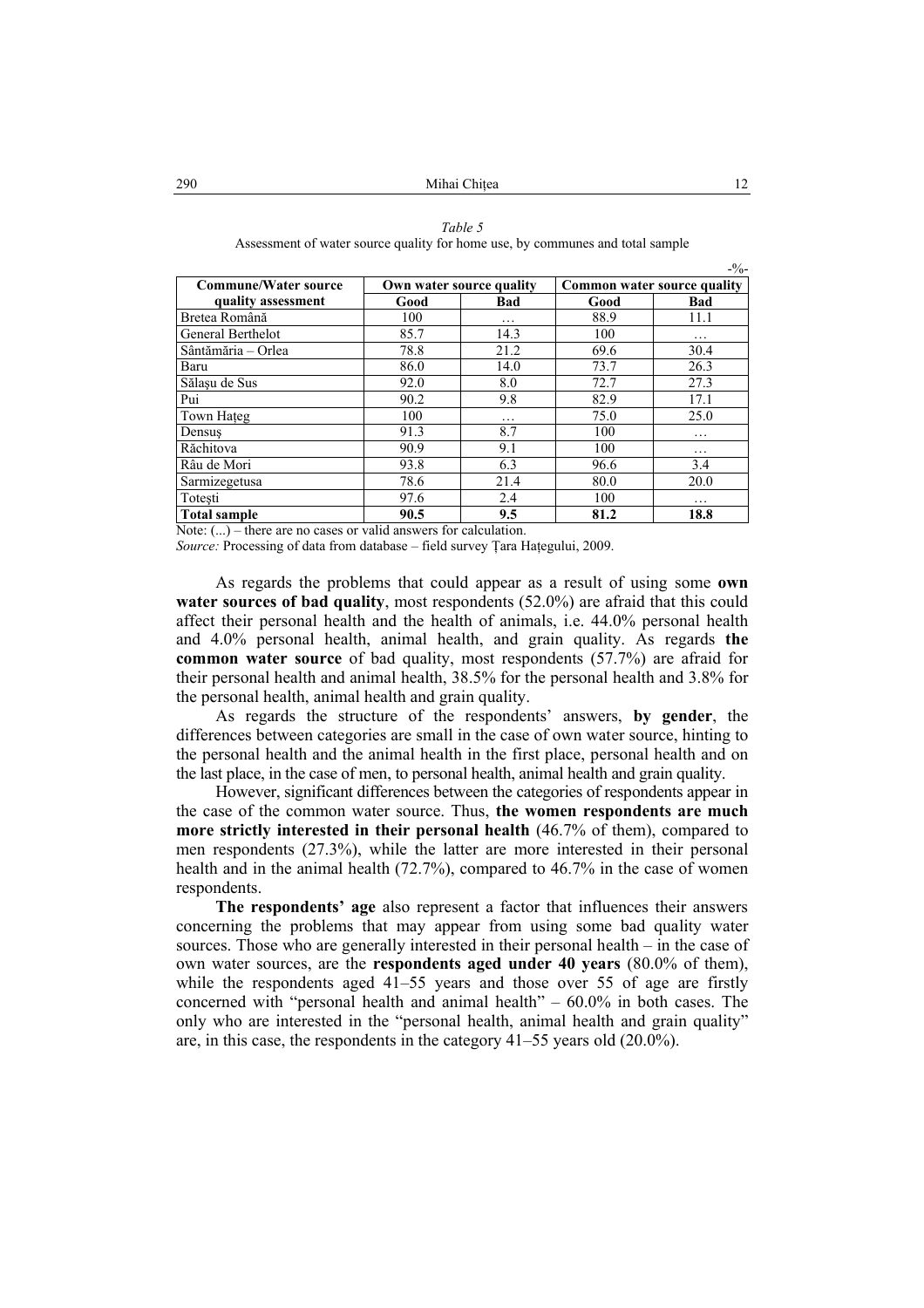*Table 5*
Assessment of water source quality for home use, by communes and total sample

-%-

| Commune/Water source quality assessment | Own water source quality | | Common water source quality | |
|---|---|---|---|---|
| | Good | Bad | Good | Bad |
| Bretea Română | 100 | … | 88.9 | 11.1 |
| General Berthelot | 85.7 | 14.3 | 100 | … |
| Sântămăria – Orlea | 78.8 | 21.2 | 69.6 | 30.4 |
| Baru | 86.0 | 14.0 | 73.7 | 26.3 |
| Sălașu de Sus | 92.0 | 8.0 | 72.7 | 27.3 |
| Pui | 90.2 | 9.8 | 82.9 | 17.1 |
| Town Hațeg | 100 | … | 75.0 | 25.0 |
| Densuș | 91.3 | 8.7 | 100 | … |
| Răchitova | 90.9 | 9.1 | 100 | … |
| Râu de Mori | 93.8 | 6.3 | 96.6 | 3.4 |
| Sarmizegetusa | 78.6 | 21.4 | 80.0 | 20.0 |
| Totești | 97.6 | 2.4 | 100 | … |
| **Total sample** | **90.5** | **9.5** | **81.2** | **18.8** |

Note: (...) – there are no cases or valid answers for calculation.

*Source:* Processing of data from database – field survey Țara Hațegului, 2009.

As regards the problems that could appear as a result of using some **own water sources of bad quality**, most respondents (52.0%) are afraid that this could affect their personal health and the health of animals, i.e. 44.0% personal health and 4.0% personal health, animal health, and grain quality. As regards **the common water source** of bad quality, most respondents (57.7%) are afraid for their personal health and animal health, 38.5% for the personal health and 3.8% for the personal health, animal health and grain quality.

As regards the structure of the respondents' answers, **by gender**, the differences between categories are small in the case of own water source, hinting to the personal health and the animal health in the first place, personal health and on the last place, in the case of men, to personal health, animal health and grain quality.

However, significant differences between the categories of respondents appear in the case of the common water source. Thus, **the women respondents are much more strictly interested in their personal health** (46.7% of them), compared to men respondents (27.3%), while the latter are more interested in their personal health and in the animal health (72.7%), compared to 46.7% in the case of women respondents.

**The respondents' age** also represent a factor that influences their answers concerning the problems that may appear from using some bad quality water sources. Those who are generally interested in their personal health – in the case of own water sources, are the **respondents aged under 40 years** (80.0% of them), while the respondents aged 41–55 years and those over 55 of age are firstly concerned with "personal health and animal health" – 60.0% in both cases. The only who are interested in the "personal health, animal health and grain quality" are, in this case, the respondents in the category 41–55 years old (20.0%).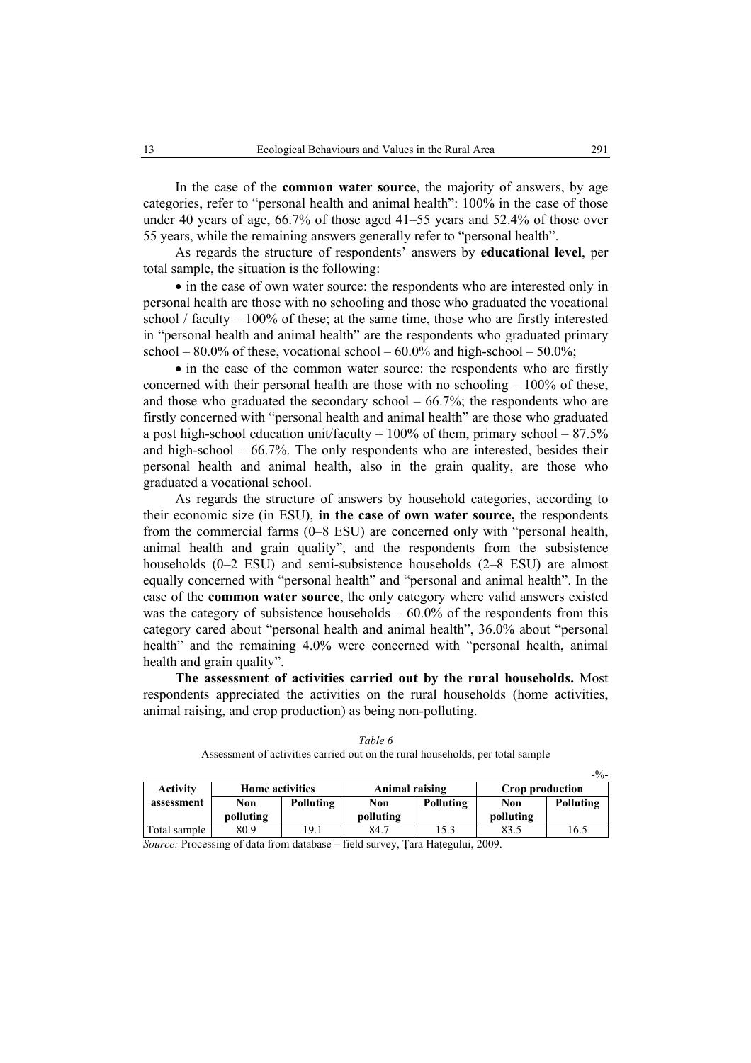In the case of the **common water source**, the majority of answers, by age categories, refer to "personal health and animal health": 100% in the case of those under 40 years of age, 66.7% of those aged 41–55 years and 52.4% of those over 55 years, while the remaining answers generally refer to "personal health".

As regards the structure of respondents' answers by **educational level**, per total sample, the situation is the following:

- in the case of own water source: the respondents who are interested only in personal health are those with no schooling and those who graduated the vocational school / faculty – 100% of these; at the same time, those who are firstly interested in "personal health and animal health" are the respondents who graduated primary school – 80.0% of these, vocational school – 60.0% and high-school – 50.0%;
- in the case of the common water source: the respondents who are firstly concerned with their personal health are those with no schooling – 100% of these, and those who graduated the secondary school – 66.7%; the respondents who are firstly concerned with "personal health and animal health" are those who graduated a post high-school education unit/faculty – 100% of them, primary school – 87.5% and high-school – 66.7%. The only respondents who are interested, besides their personal health and animal health, also in the grain quality, are those who graduated a vocational school.

As regards the structure of answers by household categories, according to their economic size (in ESU), **in the case of own water source,** the respondents from the commercial farms (0–8 ESU) are concerned only with "personal health, animal health and grain quality", and the respondents from the subsistence households (0–2 ESU) and semi-subsistence households (2–8 ESU) are almost equally concerned with "personal health" and "personal and animal health". In the case of the **common water source**, the only category where valid answers existed was the category of subsistence households – 60.0% of the respondents from this category cared about "personal health and animal health", 36.0% about "personal health" and the remaining 4.0% were concerned with "personal health, animal health and grain quality".

**The assessment of activities carried out by the rural households.** Most respondents appreciated the activities on the rural households (home activities, animal raising, and crop production) as being non-polluting.

*Table 6*

Assessment of activities carried out on the rural households, per total sample

-%-

| Activity assessment | Home activities | | Animal raising | | Crop production | |
|---|---|---|---|---|---|---|
| | **Non polluting** | **Polluting** | **Non polluting** | **Polluting** | **Non polluting** | **Polluting** |
| Total sample | 80.9 | 19.1 | 84.7 | 15.3 | 83.5 | 16.5 |

*Source:* Processing of data from database – field survey, Țara Hațegului, 2009.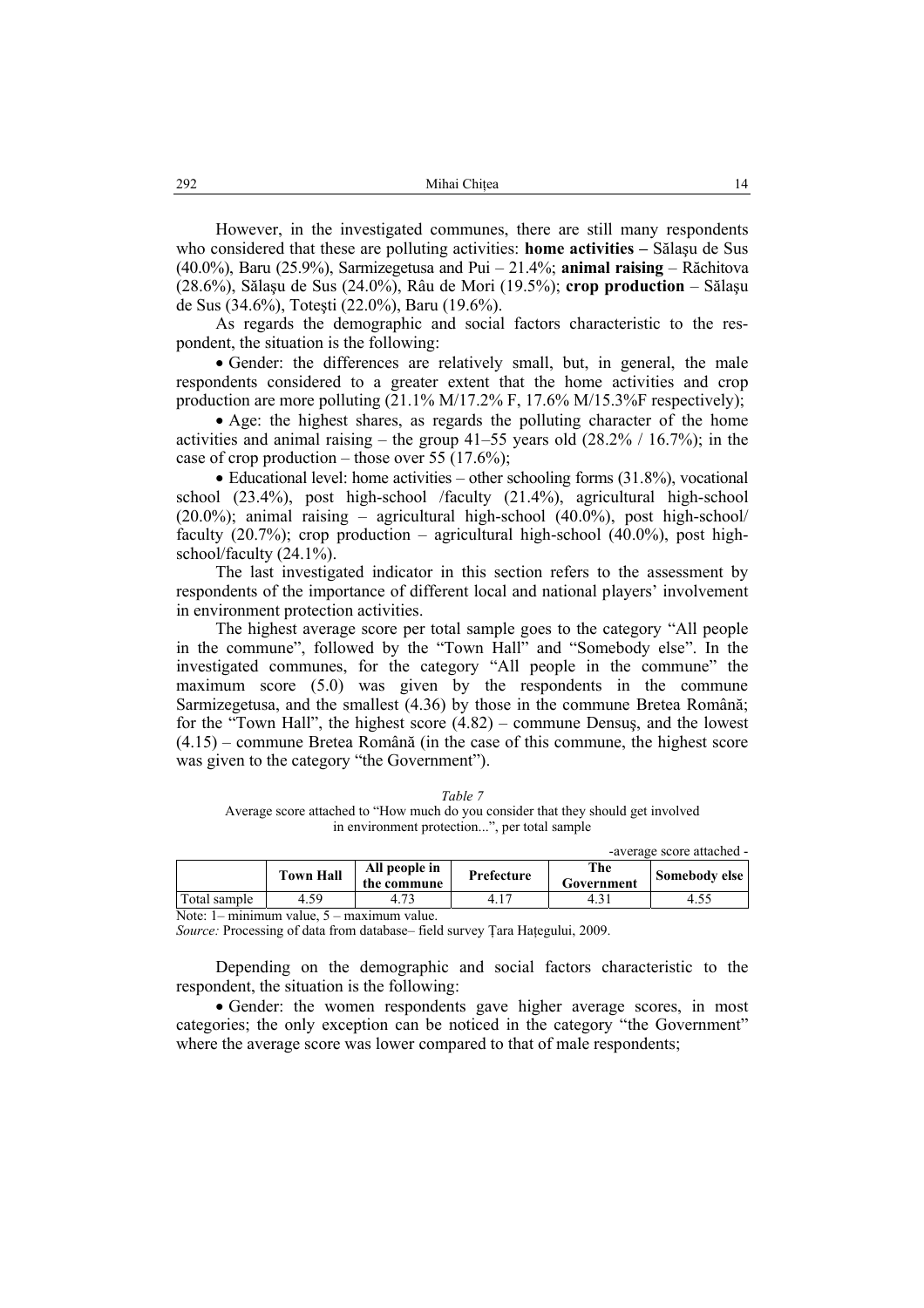However, in the investigated communes, there are still many respondents who considered that these are polluting activities: **home activities –** Sălaşu de Sus (40.0%), Baru (25.9%), Sarmizegetusa and Pui – 21.4%; **animal raising** – Răchitova (28.6%), Sălaşu de Sus (24.0%), Râu de Mori (19.5%); **crop production** – Sălaşu de Sus (34.6%), Toteşti (22.0%), Baru (19.6%).

As regards the demographic and social factors characteristic to the respondent, the situation is the following:

- Gender: the differences are relatively small, but, in general, the male respondents considered to a greater extent that the home activities and crop production are more polluting (21.1% M/17.2% F, 17.6% M/15.3%F respectively);
- Age: the highest shares, as regards the polluting character of the home activities and animal raising – the group 41–55 years old (28.2% / 16.7%); in the case of crop production – those over 55 (17.6%);
- Educational level: home activities – other schooling forms (31.8%), vocational school (23.4%), post high-school /faculty (21.4%), agricultural high-school (20.0%); animal raising – agricultural high-school (40.0%), post high-school/ faculty (20.7%); crop production – agricultural high-school (40.0%), post high-school/faculty (24.1%).

The last investigated indicator in this section refers to the assessment by respondents of the importance of different local and national players' involvement in environment protection activities.

The highest average score per total sample goes to the category "All people in the commune", followed by the "Town Hall" and "Somebody else". In the investigated communes, for the category "All people in the commune" the maximum score (5.0) was given by the respondents in the commune Sarmizegetusa, and the smallest (4.36) by those in the commune Bretea Română; for the "Town Hall", the highest score (4.82) – commune Densuş, and the lowest (4.15) – commune Bretea Română (in the case of this commune, the highest score was given to the category "the Government").

*Table 7*

Average score attached to "How much do you consider that they should get involved in environment protection...", per total sample

-average score attached -

| | Town Hall | All people in the commune | Prefecture | The Government | Somebody else |
|---|---|---|---|---|---|
| Total sample | 4.59 | 4.73 | 4.17 | 4.31 | 4.55 |

Note: 1– minimum value, 5 – maximum value.

*Source:* Processing of data from database– field survey Ţara Haţegului, 2009.

Depending on the demographic and social factors characteristic to the respondent, the situation is the following:

- Gender: the women respondents gave higher average scores, in most categories; the only exception can be noticed in the category "the Government" where the average score was lower compared to that of male respondents;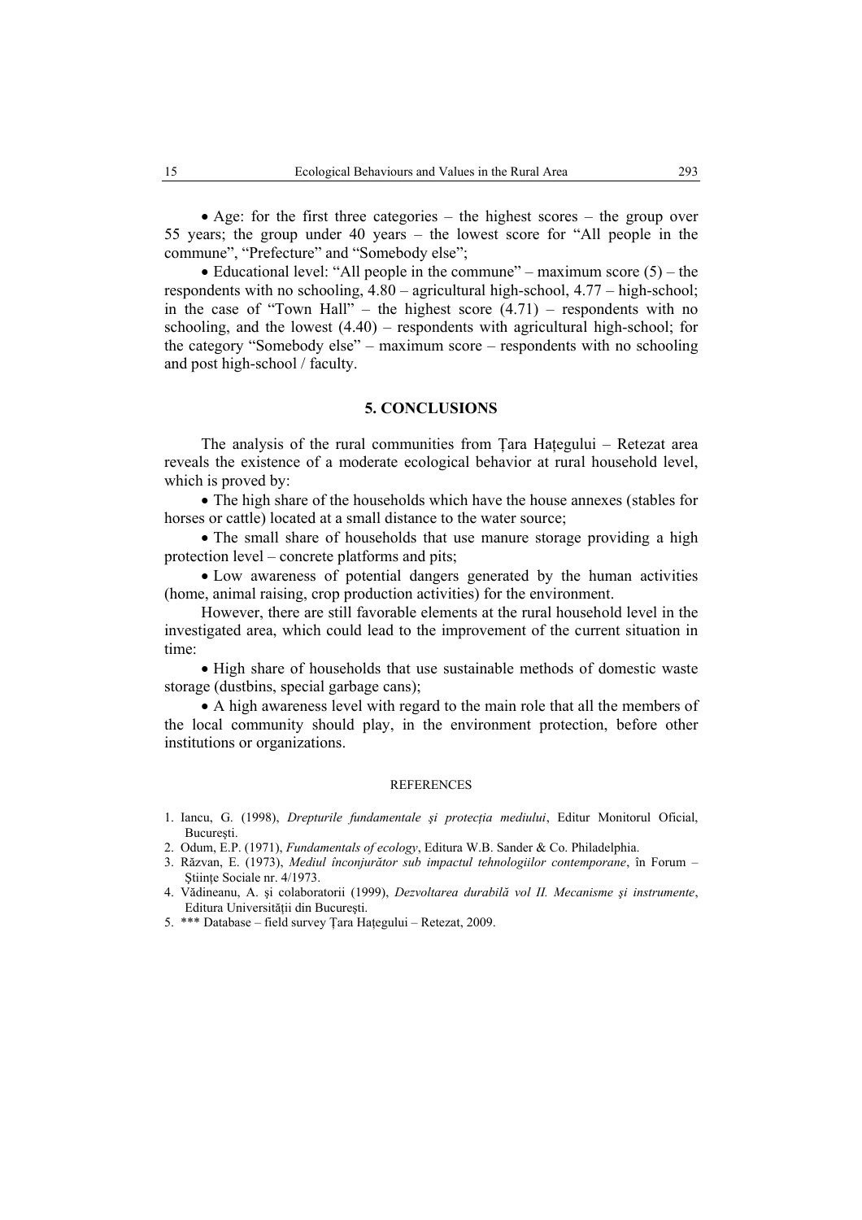- Age: for the first three categories – the highest scores – the group over 55 years; the group under 40 years – the lowest score for "All people in the commune", "Prefecture" and "Somebody else";
- Educational level: "All people in the commune" – maximum score (5) – the respondents with no schooling, 4.80 – agricultural high-school, 4.77 – high-school; in the case of "Town Hall" – the highest score (4.71) – respondents with no schooling, and the lowest (4.40) – respondents with agricultural high-school; for the category "Somebody else" – maximum score – respondents with no schooling and post high-school / faculty.

## 5. CONCLUSIONS

The analysis of the rural communities from Țara Hațegului – Retezat area reveals the existence of a moderate ecological behavior at rural household level, which is proved by:

- The high share of the households which have the house annexes (stables for horses or cattle) located at a small distance to the water source;
- The small share of households that use manure storage providing a high protection level – concrete platforms and pits;
- Low awareness of potential dangers generated by the human activities (home, animal raising, crop production activities) for the environment.

However, there are still favorable elements at the rural household level in the investigated area, which could lead to the improvement of the current situation in time:

- High share of households that use sustainable methods of domestic waste storage (dustbins, special garbage cans);
- A high awareness level with regard to the main role that all the members of the local community should play, in the environment protection, before other institutions or organizations.

### REFERENCES

1. Iancu, G. (1998), *Drepturile fundamentale şi protecția mediului*, Editur Monitorul Oficial, Bucureşti.
2. Odum, E.P. (1971), *Fundamentals of ecology*, Editura W.B. Sander & Co. Philadelphia.
3. Răzvan, E. (1973), *Mediul înconjurător sub impactul tehnologiilor contemporane*, în Forum – Științe Sociale nr. 4/1973.
4. Vădineanu, A. şi colaboratorii (1999), *Dezvoltarea durabilă vol II. Mecanisme şi instrumente*, Editura Universității din Bucureşti.
5. *** Database – field survey Țara Hațegului – Retezat, 2009.